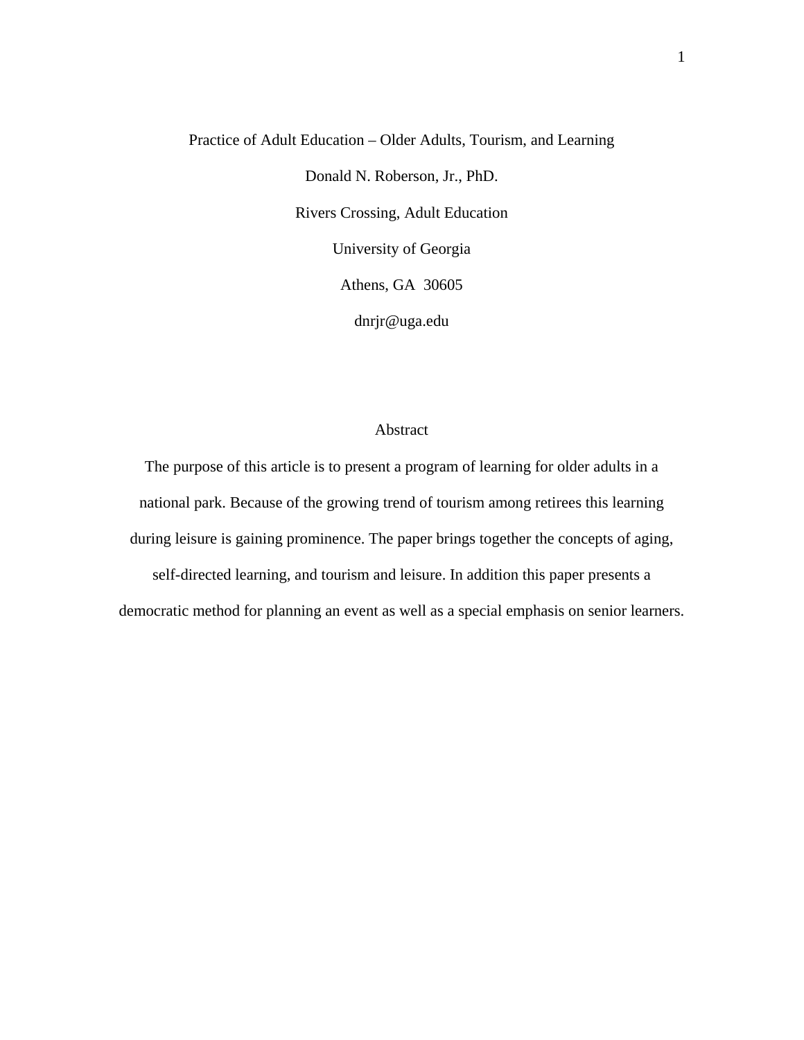# Practice of Adult Education – Older Adults, Tourism, and Learning

Donald N. Roberson, Jr., PhD.

Rivers Crossing, Adult Education

University of Georgia

Athens, GA 30605

dnrjr@uga.edu

## Abstract

The purpose of this article is to present a program of learning for older adults in a national park. Because of the growing trend of tourism among retirees this learning during leisure is gaining prominence. The paper brings together the concepts of aging, self-directed learning, and tourism and leisure. In addition this paper presents a democratic method for planning an event as well as a special emphasis on senior learners.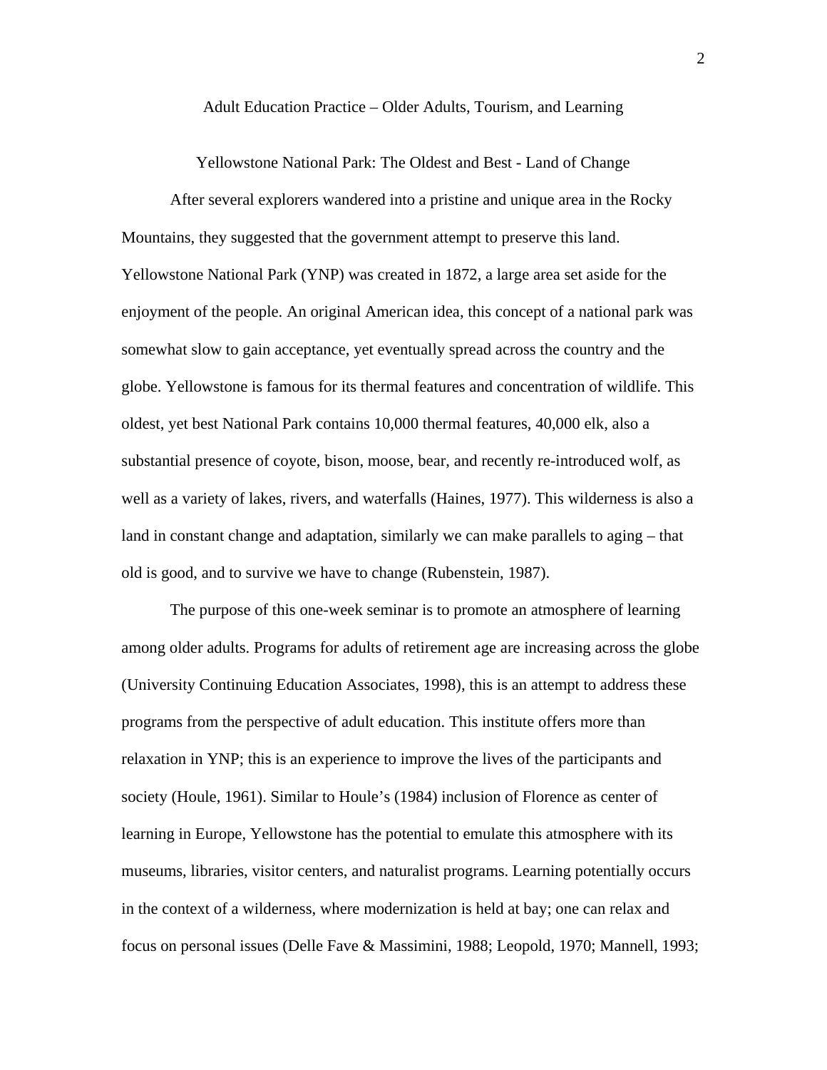## Adult Education Practice – Older Adults, Tourism, and Learning

### Yellowstone National Park: The Oldest and Best - Land of Change

After several explorers wandered into a pristine and unique area in the Rocky Mountains, they suggested that the government attempt to preserve this land. Yellowstone National Park (YNP) was created in 1872, a large area set aside for the enjoyment of the people. An original American idea, this concept of a national park was somewhat slow to gain acceptance, yet eventually spread across the country and the globe. Yellowstone is famous for its thermal features and concentration of wildlife. This oldest, yet best National Park contains 10,000 thermal features, 40,000 elk, also a substantial presence of coyote, bison, moose, bear, and recently re-introduced wolf, as well as a variety of lakes, rivers, and waterfalls (Haines, 1977). This wilderness is also a land in constant change and adaptation, similarly we can make parallels to aging – that old is good, and to survive we have to change (Rubenstein, 1987).

The purpose of this one-week seminar is to promote an atmosphere of learning among older adults. Programs for adults of retirement age are increasing across the globe (University Continuing Education Associates, 1998), this is an attempt to address these programs from the perspective of adult education. This institute offers more than relaxation in YNP; this is an experience to improve the lives of the participants and society (Houle, 1961). Similar to Houle's (1984) inclusion of Florence as center of learning in Europe, Yellowstone has the potential to emulate this atmosphere with its museums, libraries, visitor centers, and naturalist programs. Learning potentially occurs in the context of a wilderness, where modernization is held at bay; one can relax and focus on personal issues (Delle Fave & Massimini, 1988; Leopold, 1970; Mannell, 1993;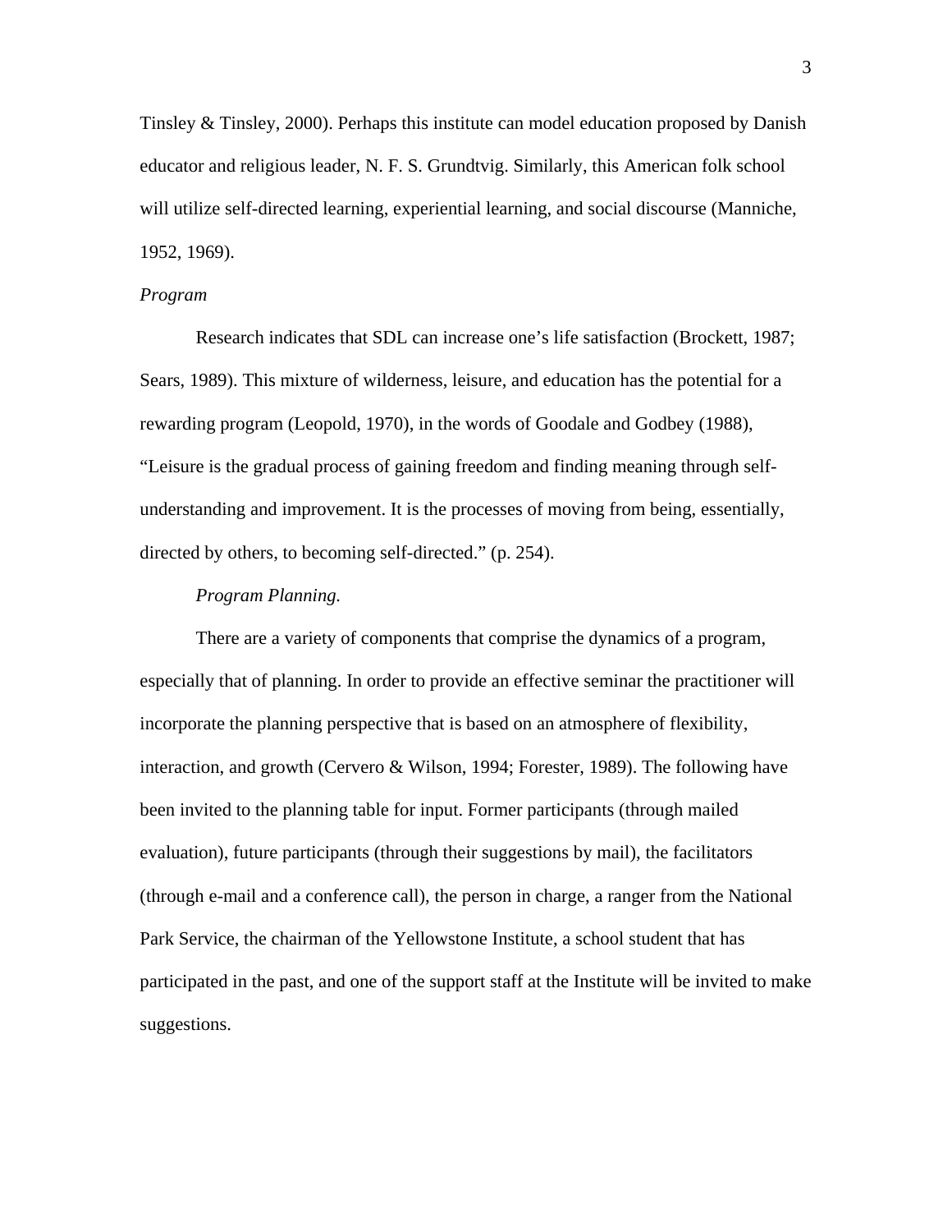Tinsley & Tinsley, 2000). Perhaps this institute can model education proposed by Danish educator and religious leader, N. F. S. Grundtvig. Similarly, this American folk school will utilize self-directed learning, experiential learning, and social discourse (Manniche, 1952, 1969).

### *Program*

Research indicates that SDL can increase one's life satisfaction (Brockett, 1987; Sears, 1989). This mixture of wilderness, leisure, and education has the potential for a rewarding program (Leopold, 1970), in the words of Goodale and Godbey (1988), "Leisure is the gradual process of gaining freedom and finding meaning through self-understanding and improvement. It is the processes of moving from being, essentially, directed by others, to becoming self-directed." (p. 254).

#### *Program Planning.*

There are a variety of components that comprise the dynamics of a program, especially that of planning. In order to provide an effective seminar the practitioner will incorporate the planning perspective that is based on an atmosphere of flexibility, interaction, and growth (Cervero & Wilson, 1994; Forester, 1989). The following have been invited to the planning table for input. Former participants (through mailed evaluation), future participants (through their suggestions by mail), the facilitators (through e-mail and a conference call), the person in charge, a ranger from the National Park Service, the chairman of the Yellowstone Institute, a school student that has participated in the past, and one of the support staff at the Institute will be invited to make suggestions.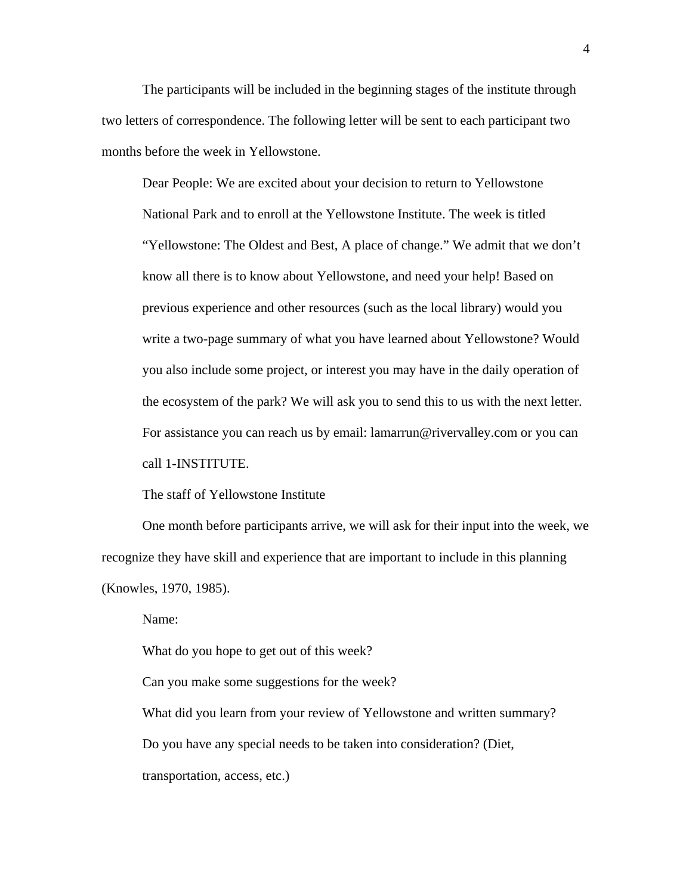The participants will be included in the beginning stages of the institute through two letters of correspondence. The following letter will be sent to each participant two months before the week in Yellowstone.

> Dear People: We are excited about your decision to return to Yellowstone National Park and to enroll at the Yellowstone Institute. The week is titled "Yellowstone: The Oldest and Best, A place of change." We admit that we don't know all there is to know about Yellowstone, and need your help! Based on previous experience and other resources (such as the local library) would you write a two-page summary of what you have learned about Yellowstone? Would you also include some project, or interest you may have in the daily operation of the ecosystem of the park? We will ask you to send this to us with the next letter. For assistance you can reach us by email: lamarrun@rivervalley.com or you can call 1-INSTITUTE.
>
> The staff of Yellowstone Institute

One month before participants arrive, we will ask for their input into the week, we recognize they have skill and experience that are important to include in this planning (Knowles, 1970, 1985).

> Name:
>
> What do you hope to get out of this week?
>
> Can you make some suggestions for the week?
>
> What did you learn from your review of Yellowstone and written summary?
>
> Do you have any special needs to be taken into consideration? (Diet, transportation, access, etc.)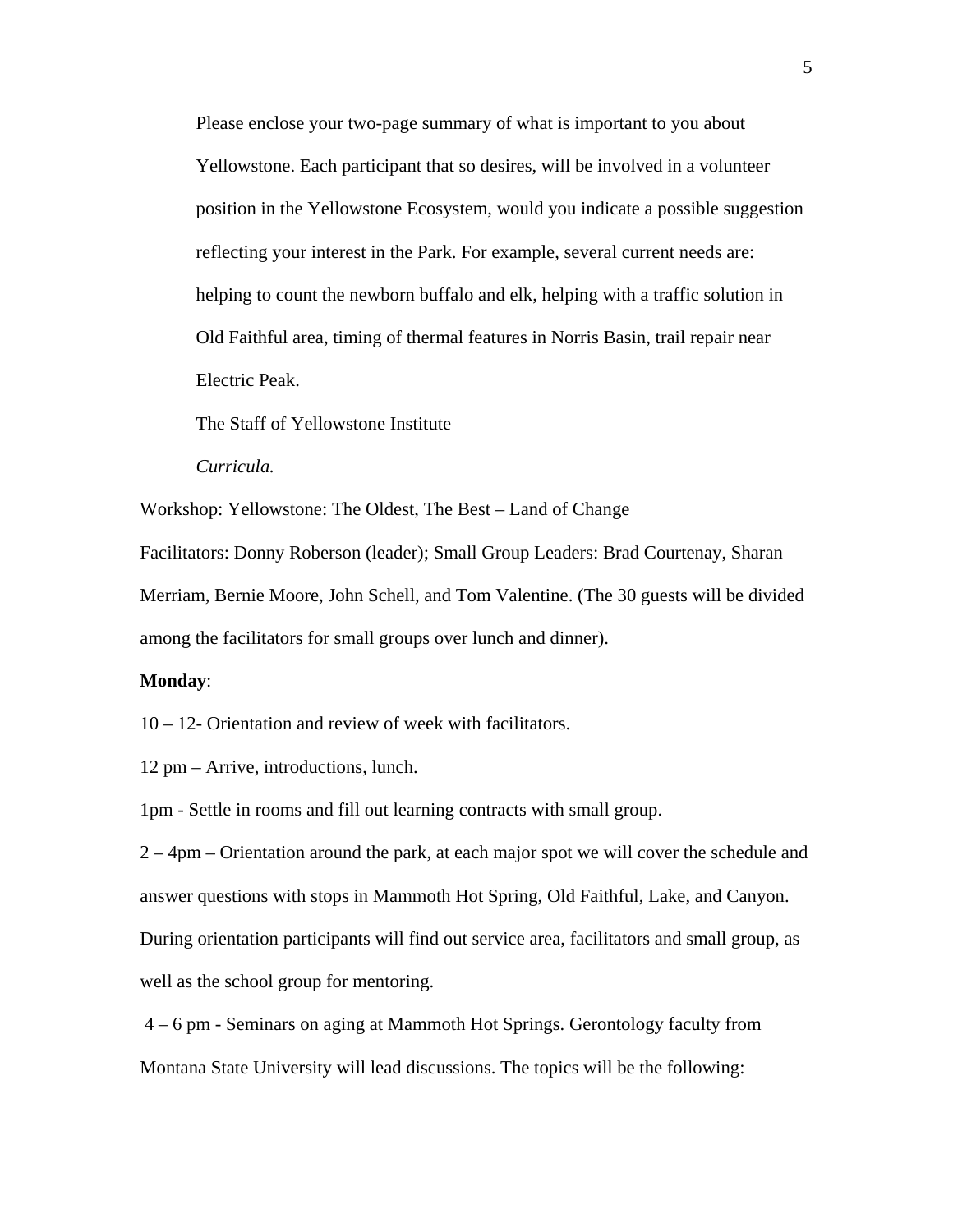Please enclose your two-page summary of what is important to you about Yellowstone. Each participant that so desires, will be involved in a volunteer position in the Yellowstone Ecosystem, would you indicate a possible suggestion reflecting your interest in the Park. For example, several current needs are: helping to count the newborn buffalo and elk, helping with a traffic solution in Old Faithful area, timing of thermal features in Norris Basin, trail repair near Electric Peak.

The Staff of Yellowstone Institute

*Curricula.*

Workshop: Yellowstone: The Oldest, The Best – Land of Change

Facilitators: Donny Roberson (leader); Small Group Leaders: Brad Courtenay, Sharan Merriam, Bernie Moore, John Schell, and Tom Valentine. (The 30 guests will be divided among the facilitators for small groups over lunch and dinner).

**Monday**:

10 – 12- Orientation and review of week with facilitators.

12 pm – Arrive, introductions, lunch.

1pm - Settle in rooms and fill out learning contracts with small group.

2 – 4pm – Orientation around the park, at each major spot we will cover the schedule and answer questions with stops in Mammoth Hot Spring, Old Faithful, Lake, and Canyon. During orientation participants will find out service area, facilitators and small group, as well as the school group for mentoring.

4 – 6 pm - Seminars on aging at Mammoth Hot Springs. Gerontology faculty from Montana State University will lead discussions. The topics will be the following: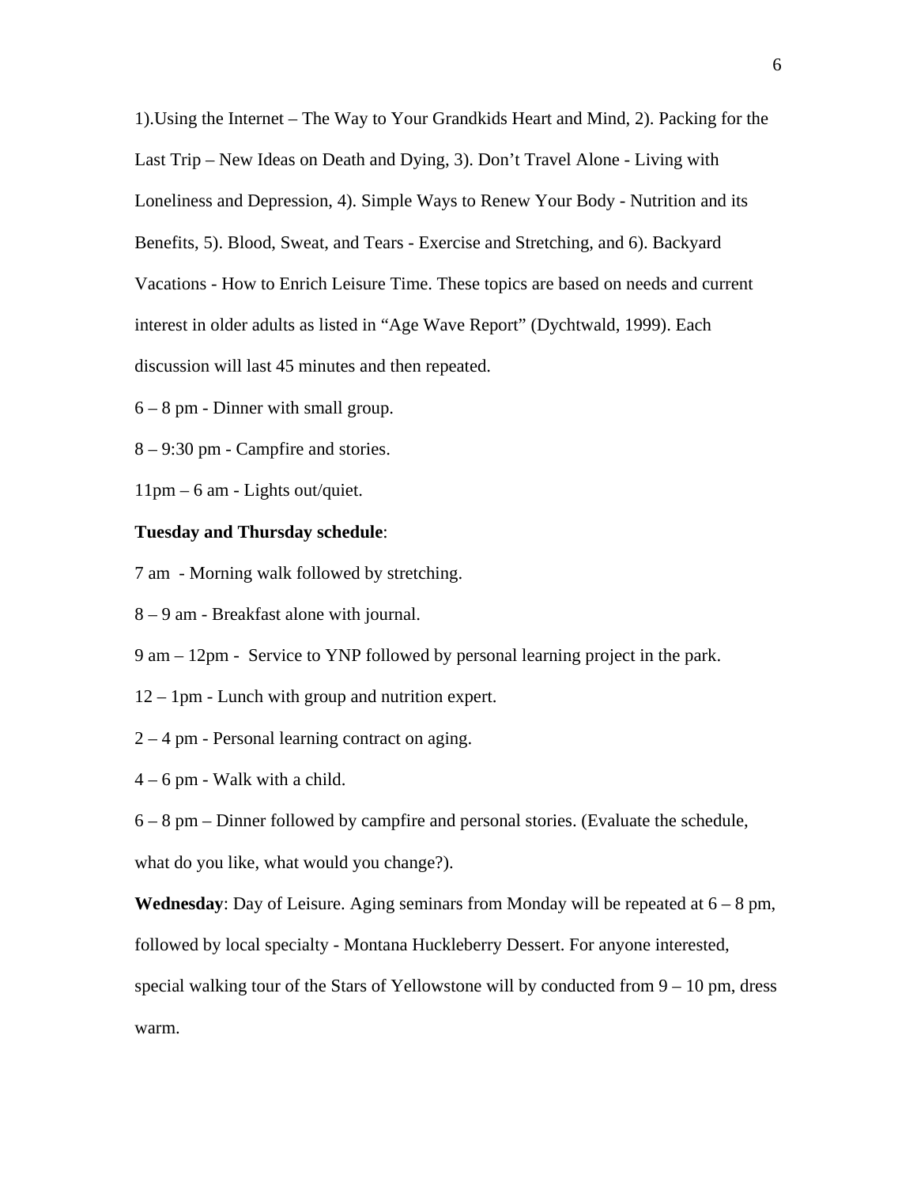1).Using the Internet – The Way to Your Grandkids Heart and Mind, 2). Packing for the Last Trip – New Ideas on Death and Dying, 3). Don't Travel Alone - Living with Loneliness and Depression, 4). Simple Ways to Renew Your Body - Nutrition and its Benefits, 5). Blood, Sweat, and Tears - Exercise and Stretching, and 6). Backyard Vacations - How to Enrich Leisure Time. These topics are based on needs and current interest in older adults as listed in "Age Wave Report" (Dychtwald, 1999). Each discussion will last 45 minutes and then repeated.

6 – 8 pm - Dinner with small group.

8 – 9:30 pm - Campfire and stories.

11pm – 6 am - Lights out/quiet.

**Tuesday and Thursday schedule**:

7 am - Morning walk followed by stretching.

8 – 9 am - Breakfast alone with journal.

9 am – 12pm - Service to YNP followed by personal learning project in the park.

12 – 1pm - Lunch with group and nutrition expert.

2 – 4 pm - Personal learning contract on aging.

4 – 6 pm - Walk with a child.

6 – 8 pm – Dinner followed by campfire and personal stories. (Evaluate the schedule, what do you like, what would you change?).

**Wednesday**: Day of Leisure. Aging seminars from Monday will be repeated at 6 – 8 pm, followed by local specialty - Montana Huckleberry Dessert. For anyone interested, special walking tour of the Stars of Yellowstone will by conducted from 9 – 10 pm, dress warm.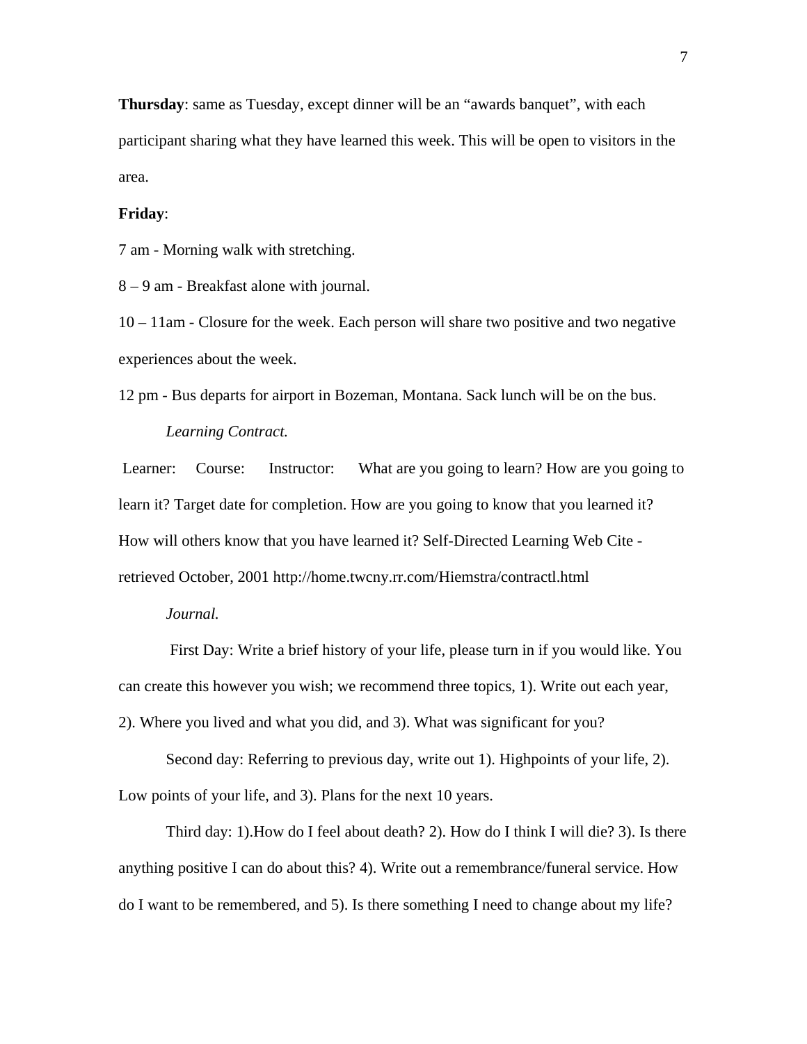**Thursday**: same as Tuesday, except dinner will be an “awards banquet”, with each participant sharing what they have learned this week. This will be open to visitors in the area.

**Friday**:

7 am - Morning walk with stretching.

8 – 9 am - Breakfast alone with journal.

10 – 11am - Closure for the week. Each person will share two positive and two negative experiences about the week.

12 pm - Bus departs for airport in Bozeman, Montana. Sack lunch will be on the bus.

*Learning Contract.*

Learner: Course: Instructor: What are you going to learn? How are you going to learn it? Target date for completion. How are you going to know that you learned it? How will others know that you have learned it? Self-Directed Learning Web Cite - retrieved October, 2001 http://home.twcny.rr.com/Hiemstra/contractl.html

*Journal.*

First Day: Write a brief history of your life, please turn in if you would like. You can create this however you wish; we recommend three topics, 1). Write out each year, 2). Where you lived and what you did, and 3). What was significant for you?

Second day: Referring to previous day, write out 1). Highpoints of your life, 2). Low points of your life, and 3). Plans for the next 10 years.

Third day: 1).How do I feel about death? 2). How do I think I will die? 3). Is there anything positive I can do about this? 4). Write out a remembrance/funeral service. How do I want to be remembered, and 5). Is there something I need to change about my life?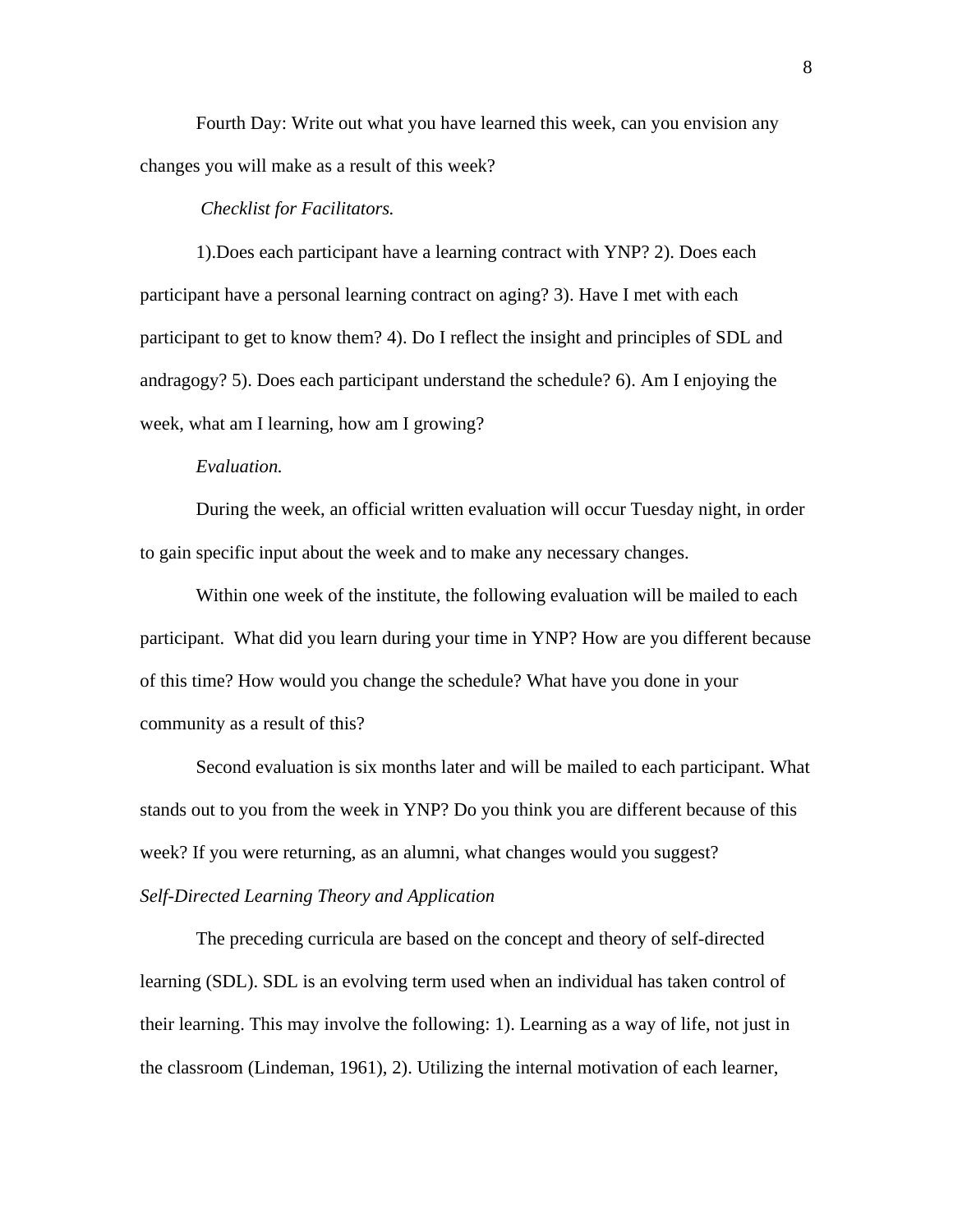Fourth Day: Write out what you have learned this week, can you envision any changes you will make as a result of this week?

*Checklist for Facilitators.*

1).Does each participant have a learning contract with YNP? 2). Does each participant have a personal learning contract on aging? 3). Have I met with each participant to get to know them? 4). Do I reflect the insight and principles of SDL and andragogy? 5). Does each participant understand the schedule? 6). Am I enjoying the week, what am I learning, how am I growing?

*Evaluation.*

During the week, an official written evaluation will occur Tuesday night, in order to gain specific input about the week and to make any necessary changes.

Within one week of the institute, the following evaluation will be mailed to each participant. What did you learn during your time in YNP? How are you different because of this time? How would you change the schedule? What have you done in your community as a result of this?

Second evaluation is six months later and will be mailed to each participant. What stands out to you from the week in YNP? Do you think you are different because of this week? If you were returning, as an alumni, what changes would you suggest?

*Self-Directed Learning Theory and Application*

The preceding curricula are based on the concept and theory of self-directed learning (SDL). SDL is an evolving term used when an individual has taken control of their learning. This may involve the following: 1). Learning as a way of life, not just in the classroom (Lindeman, 1961), 2). Utilizing the internal motivation of each learner,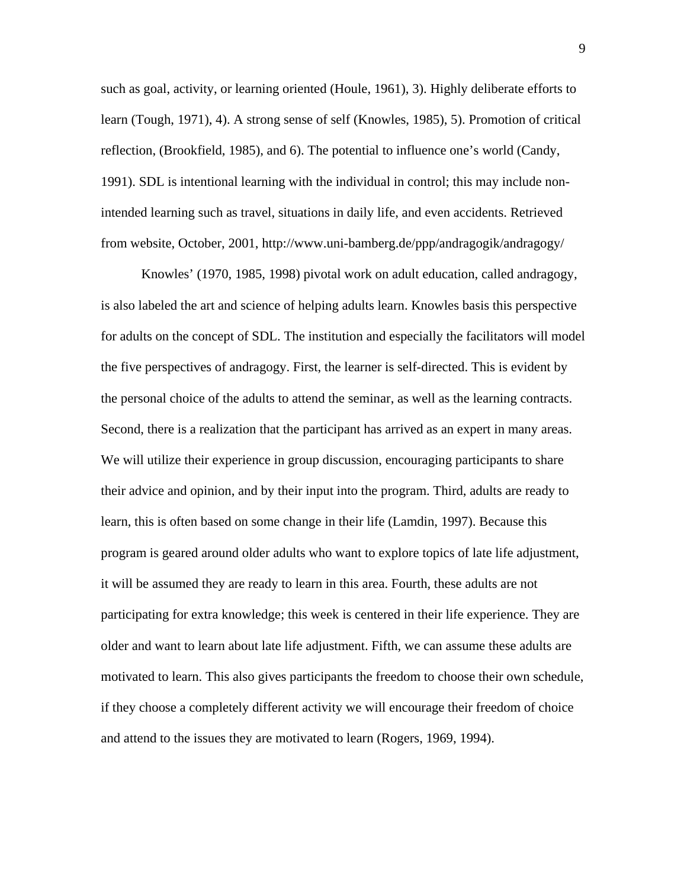such as goal, activity, or learning oriented (Houle, 1961), 3). Highly deliberate efforts to learn (Tough, 1971), 4). A strong sense of self (Knowles, 1985), 5). Promotion of critical reflection, (Brookfield, 1985), and 6). The potential to influence one's world (Candy, 1991). SDL is intentional learning with the individual in control; this may include non-intended learning such as travel, situations in daily life, and even accidents. Retrieved from website, October, 2001, http://www.uni-bamberg.de/ppp/andragogik/andragogy/

Knowles' (1970, 1985, 1998) pivotal work on adult education, called andragogy, is also labeled the art and science of helping adults learn. Knowles basis this perspective for adults on the concept of SDL. The institution and especially the facilitators will model the five perspectives of andragogy. First, the learner is self-directed. This is evident by the personal choice of the adults to attend the seminar, as well as the learning contracts. Second, there is a realization that the participant has arrived as an expert in many areas. We will utilize their experience in group discussion, encouraging participants to share their advice and opinion, and by their input into the program. Third, adults are ready to learn, this is often based on some change in their life (Lamdin, 1997). Because this program is geared around older adults who want to explore topics of late life adjustment, it will be assumed they are ready to learn in this area. Fourth, these adults are not participating for extra knowledge; this week is centered in their life experience. They are older and want to learn about late life adjustment. Fifth, we can assume these adults are motivated to learn. This also gives participants the freedom to choose their own schedule, if they choose a completely different activity we will encourage their freedom of choice and attend to the issues they are motivated to learn (Rogers, 1969, 1994).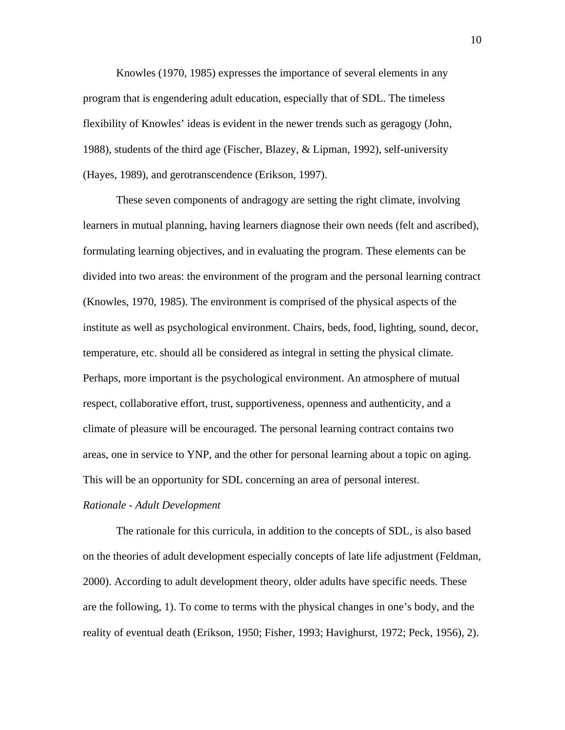Knowles (1970, 1985) expresses the importance of several elements in any program that is engendering adult education, especially that of SDL. The timeless flexibility of Knowles' ideas is evident in the newer trends such as geragogy (John, 1988), students of the third age (Fischer, Blazey, & Lipman, 1992), self-university (Hayes, 1989), and gerotranscendence (Erikson, 1997).

These seven components of andragogy are setting the right climate, involving learners in mutual planning, having learners diagnose their own needs (felt and ascribed), formulating learning objectives, and in evaluating the program. These elements can be divided into two areas: the environment of the program and the personal learning contract (Knowles, 1970, 1985). The environment is comprised of the physical aspects of the institute as well as psychological environment. Chairs, beds, food, lighting, sound, decor, temperature, etc. should all be considered as integral in setting the physical climate. Perhaps, more important is the psychological environment. An atmosphere of mutual respect, collaborative effort, trust, supportiveness, openness and authenticity, and a climate of pleasure will be encouraged. The personal learning contract contains two areas, one in service to YNP, and the other for personal learning about a topic on aging. This will be an opportunity for SDL concerning an area of personal interest.

*Rationale - Adult Development*

The rationale for this curricula, in addition to the concepts of SDL, is also based on the theories of adult development especially concepts of late life adjustment (Feldman, 2000). According to adult development theory, older adults have specific needs. These are the following, 1). To come to terms with the physical changes in one's body, and the reality of eventual death (Erikson, 1950; Fisher, 1993; Havighurst, 1972; Peck, 1956), 2).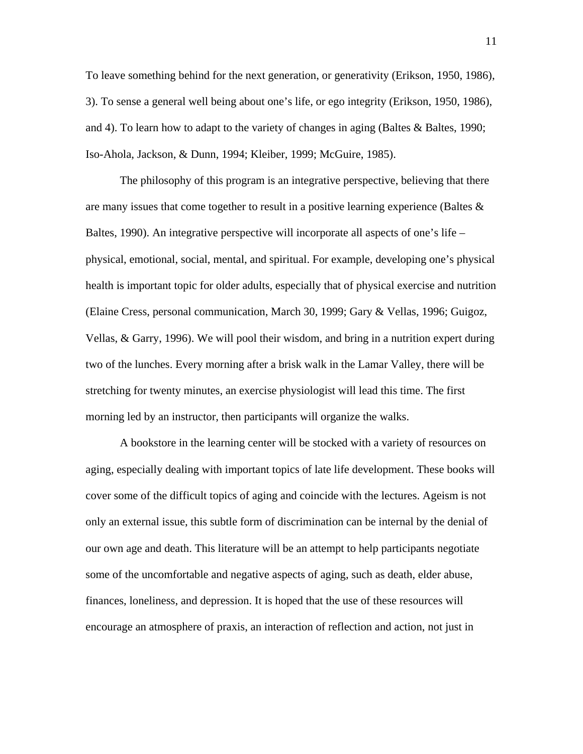To leave something behind for the next generation, or generativity (Erikson, 1950, 1986), 3). To sense a general well being about one's life, or ego integrity (Erikson, 1950, 1986), and 4). To learn how to adapt to the variety of changes in aging (Baltes & Baltes, 1990; Iso-Ahola, Jackson, & Dunn, 1994; Kleiber, 1999; McGuire, 1985).

The philosophy of this program is an integrative perspective, believing that there are many issues that come together to result in a positive learning experience (Baltes & Baltes, 1990). An integrative perspective will incorporate all aspects of one's life – physical, emotional, social, mental, and spiritual. For example, developing one's physical health is important topic for older adults, especially that of physical exercise and nutrition (Elaine Cress, personal communication, March 30, 1999; Gary & Vellas, 1996; Guigoz, Vellas, & Garry, 1996). We will pool their wisdom, and bring in a nutrition expert during two of the lunches. Every morning after a brisk walk in the Lamar Valley, there will be stretching for twenty minutes, an exercise physiologist will lead this time. The first morning led by an instructor, then participants will organize the walks.

A bookstore in the learning center will be stocked with a variety of resources on aging, especially dealing with important topics of late life development. These books will cover some of the difficult topics of aging and coincide with the lectures. Ageism is not only an external issue, this subtle form of discrimination can be internal by the denial of our own age and death. This literature will be an attempt to help participants negotiate some of the uncomfortable and negative aspects of aging, such as death, elder abuse, finances, loneliness, and depression. It is hoped that the use of these resources will encourage an atmosphere of praxis, an interaction of reflection and action, not just in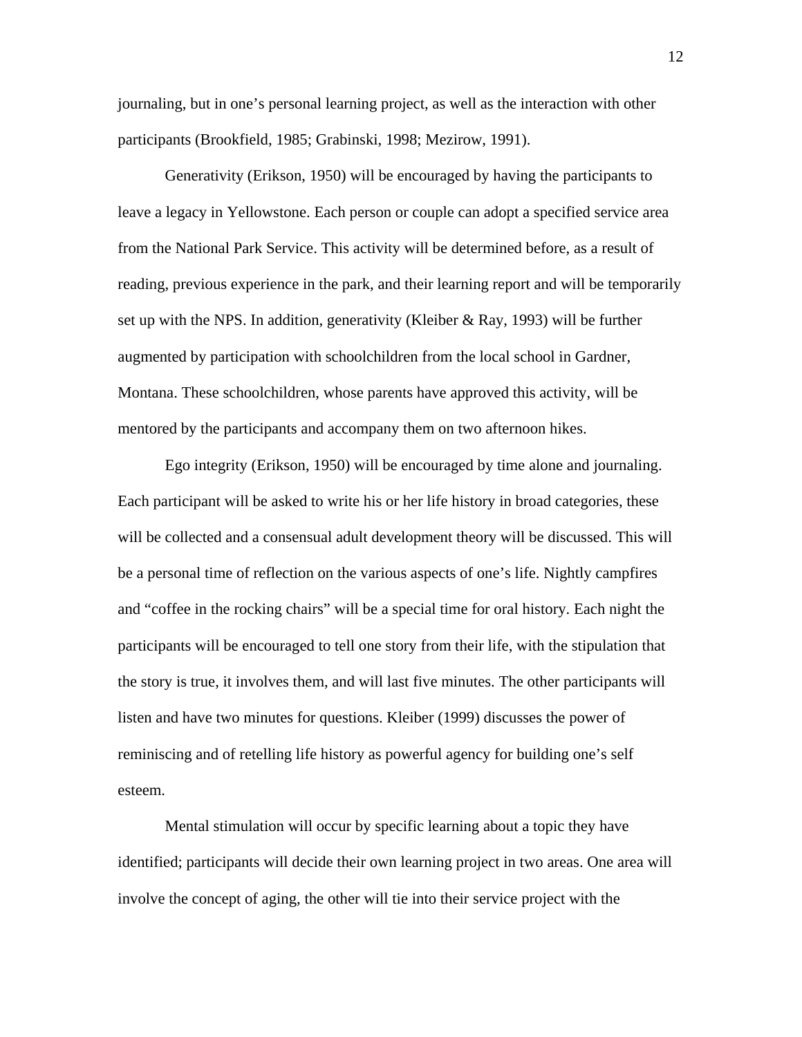journaling, but in one's personal learning project, as well as the interaction with other participants (Brookfield, 1985; Grabinski, 1998; Mezirow, 1991).

Generativity (Erikson, 1950) will be encouraged by having the participants to leave a legacy in Yellowstone. Each person or couple can adopt a specified service area from the National Park Service. This activity will be determined before, as a result of reading, previous experience in the park, and their learning report and will be temporarily set up with the NPS. In addition, generativity (Kleiber & Ray, 1993) will be further augmented by participation with schoolchildren from the local school in Gardner, Montana. These schoolchildren, whose parents have approved this activity, will be mentored by the participants and accompany them on two afternoon hikes.

Ego integrity (Erikson, 1950) will be encouraged by time alone and journaling. Each participant will be asked to write his or her life history in broad categories, these will be collected and a consensual adult development theory will be discussed. This will be a personal time of reflection on the various aspects of one's life. Nightly campfires and "coffee in the rocking chairs" will be a special time for oral history. Each night the participants will be encouraged to tell one story from their life, with the stipulation that the story is true, it involves them, and will last five minutes. The other participants will listen and have two minutes for questions. Kleiber (1999) discusses the power of reminiscing and of retelling life history as powerful agency for building one's self esteem.

Mental stimulation will occur by specific learning about a topic they have identified; participants will decide their own learning project in two areas. One area will involve the concept of aging, the other will tie into their service project with the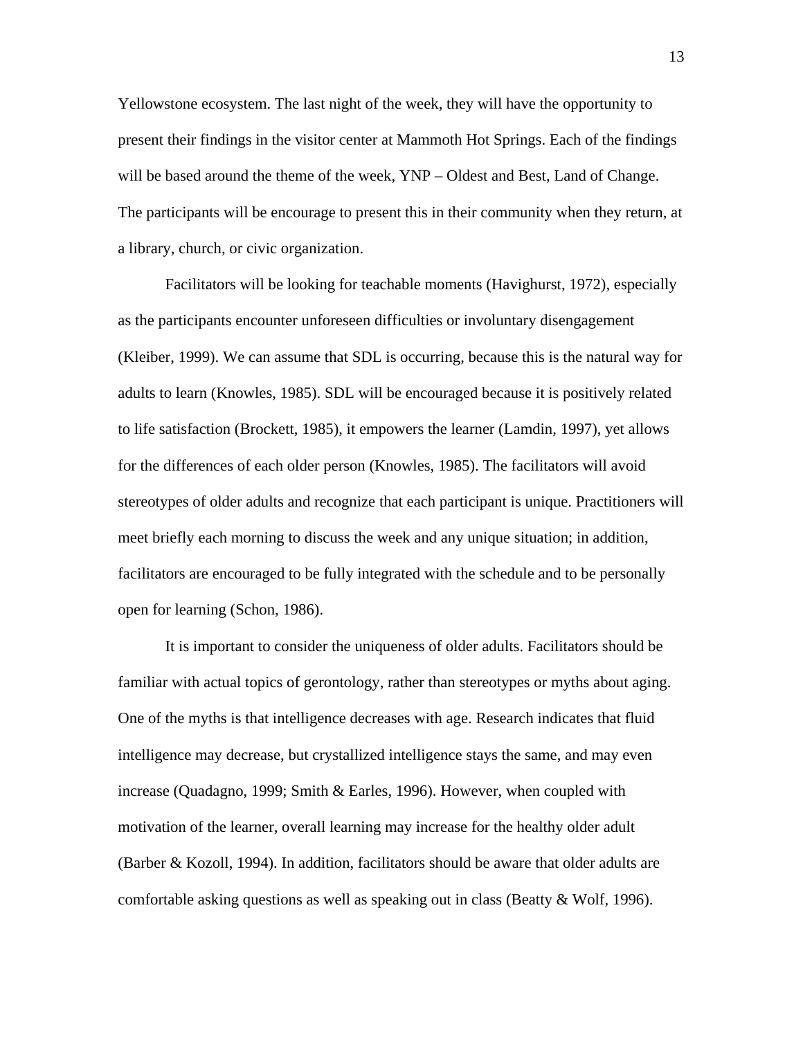Yellowstone ecosystem. The last night of the week, they will have the opportunity to present their findings in the visitor center at Mammoth Hot Springs. Each of the findings will be based around the theme of the week, YNP – Oldest and Best, Land of Change. The participants will be encourage to present this in their community when they return, at a library, church, or civic organization.

Facilitators will be looking for teachable moments (Havighurst, 1972), especially as the participants encounter unforeseen difficulties or involuntary disengagement (Kleiber, 1999). We can assume that SDL is occurring, because this is the natural way for adults to learn (Knowles, 1985). SDL will be encouraged because it is positively related to life satisfaction (Brockett, 1985), it empowers the learner (Lamdin, 1997), yet allows for the differences of each older person (Knowles, 1985). The facilitators will avoid stereotypes of older adults and recognize that each participant is unique. Practitioners will meet briefly each morning to discuss the week and any unique situation; in addition, facilitators are encouraged to be fully integrated with the schedule and to be personally open for learning (Schon, 1986).

It is important to consider the uniqueness of older adults. Facilitators should be familiar with actual topics of gerontology, rather than stereotypes or myths about aging. One of the myths is that intelligence decreases with age. Research indicates that fluid intelligence may decrease, but crystallized intelligence stays the same, and may even increase (Quadagno, 1999; Smith & Earles, 1996). However, when coupled with motivation of the learner, overall learning may increase for the healthy older adult (Barber & Kozoll, 1994). In addition, facilitators should be aware that older adults are comfortable asking questions as well as speaking out in class (Beatty & Wolf, 1996).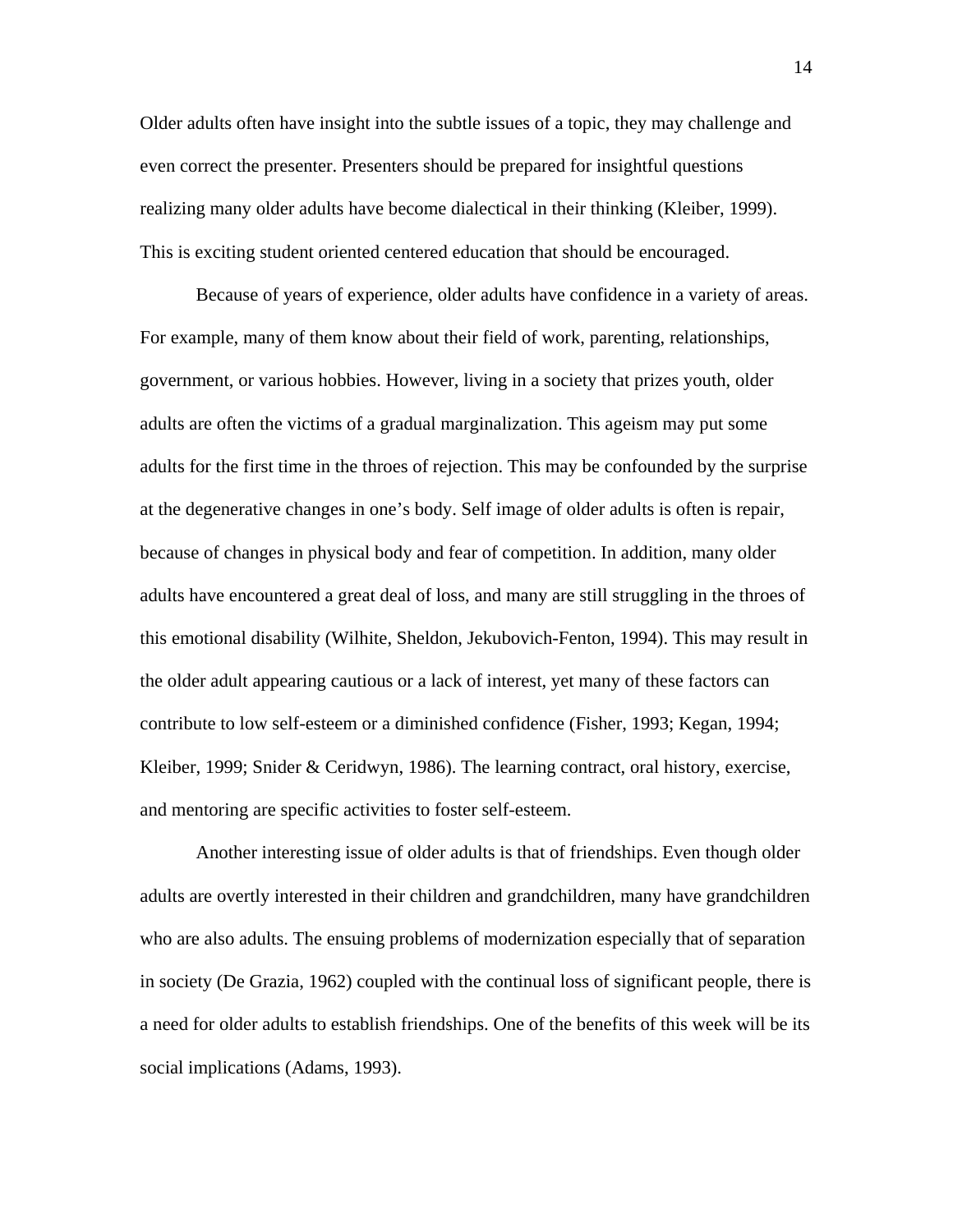Older adults often have insight into the subtle issues of a topic, they may challenge and even correct the presenter. Presenters should be prepared for insightful questions realizing many older adults have become dialectical in their thinking (Kleiber, 1999). This is exciting student oriented centered education that should be encouraged.

Because of years of experience, older adults have confidence in a variety of areas. For example, many of them know about their field of work, parenting, relationships, government, or various hobbies. However, living in a society that prizes youth, older adults are often the victims of a gradual marginalization. This ageism may put some adults for the first time in the throes of rejection. This may be confounded by the surprise at the degenerative changes in one's body. Self image of older adults is often is repair, because of changes in physical body and fear of competition. In addition, many older adults have encountered a great deal of loss, and many are still struggling in the throes of this emotional disability (Wilhite, Sheldon, Jekubovich-Fenton, 1994). This may result in the older adult appearing cautious or a lack of interest, yet many of these factors can contribute to low self-esteem or a diminished confidence (Fisher, 1993; Kegan, 1994; Kleiber, 1999; Snider & Ceridwyn, 1986). The learning contract, oral history, exercise, and mentoring are specific activities to foster self-esteem.

Another interesting issue of older adults is that of friendships. Even though older adults are overtly interested in their children and grandchildren, many have grandchildren who are also adults. The ensuing problems of modernization especially that of separation in society (De Grazia, 1962) coupled with the continual loss of significant people, there is a need for older adults to establish friendships. One of the benefits of this week will be its social implications (Adams, 1993).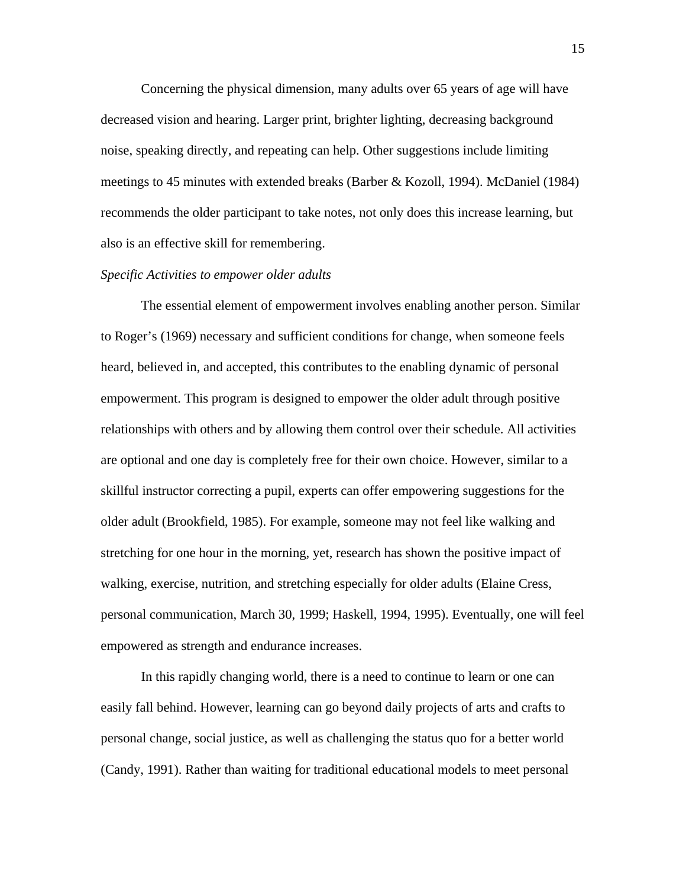Concerning the physical dimension, many adults over 65 years of age will have decreased vision and hearing. Larger print, brighter lighting, decreasing background noise, speaking directly, and repeating can help. Other suggestions include limiting meetings to 45 minutes with extended breaks (Barber & Kozoll, 1994). McDaniel (1984) recommends the older participant to take notes, not only does this increase learning, but also is an effective skill for remembering.

*Specific Activities to empower older adults*

The essential element of empowerment involves enabling another person. Similar to Roger's (1969) necessary and sufficient conditions for change, when someone feels heard, believed in, and accepted, this contributes to the enabling dynamic of personal empowerment. This program is designed to empower the older adult through positive relationships with others and by allowing them control over their schedule. All activities are optional and one day is completely free for their own choice. However, similar to a skillful instructor correcting a pupil, experts can offer empowering suggestions for the older adult (Brookfield, 1985). For example, someone may not feel like walking and stretching for one hour in the morning, yet, research has shown the positive impact of walking, exercise, nutrition, and stretching especially for older adults (Elaine Cress, personal communication, March 30, 1999; Haskell, 1994, 1995). Eventually, one will feel empowered as strength and endurance increases.

In this rapidly changing world, there is a need to continue to learn or one can easily fall behind. However, learning can go beyond daily projects of arts and crafts to personal change, social justice, as well as challenging the status quo for a better world (Candy, 1991). Rather than waiting for traditional educational models to meet personal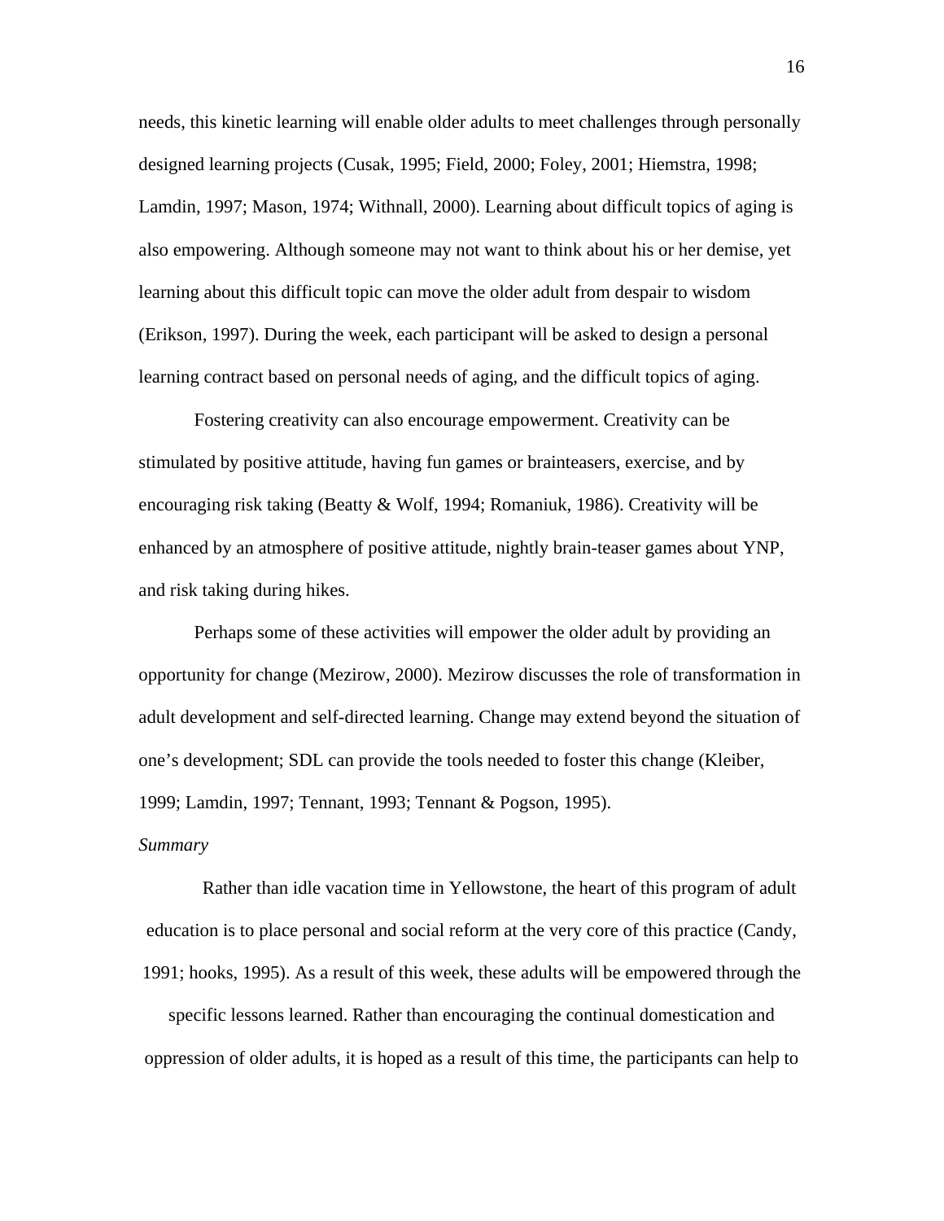needs, this kinetic learning will enable older adults to meet challenges through personally designed learning projects (Cusak, 1995; Field, 2000; Foley, 2001; Hiemstra, 1998; Lamdin, 1997; Mason, 1974; Withnall, 2000). Learning about difficult topics of aging is also empowering. Although someone may not want to think about his or her demise, yet learning about this difficult topic can move the older adult from despair to wisdom (Erikson, 1997). During the week, each participant will be asked to design a personal learning contract based on personal needs of aging, and the difficult topics of aging.

Fostering creativity can also encourage empowerment. Creativity can be stimulated by positive attitude, having fun games or brainteasers, exercise, and by encouraging risk taking (Beatty & Wolf, 1994; Romaniuk, 1986). Creativity will be enhanced by an atmosphere of positive attitude, nightly brain-teaser games about YNP, and risk taking during hikes.

Perhaps some of these activities will empower the older adult by providing an opportunity for change (Mezirow, 2000). Mezirow discusses the role of transformation in adult development and self-directed learning. Change may extend beyond the situation of one's development; SDL can provide the tools needed to foster this change (Kleiber, 1999; Lamdin, 1997; Tennant, 1993; Tennant & Pogson, 1995).

*Summary*

Rather than idle vacation time in Yellowstone, the heart of this program of adult education is to place personal and social reform at the very core of this practice (Candy, 1991; hooks, 1995). As a result of this week, these adults will be empowered through the specific lessons learned. Rather than encouraging the continual domestication and oppression of older adults, it is hoped as a result of this time, the participants can help to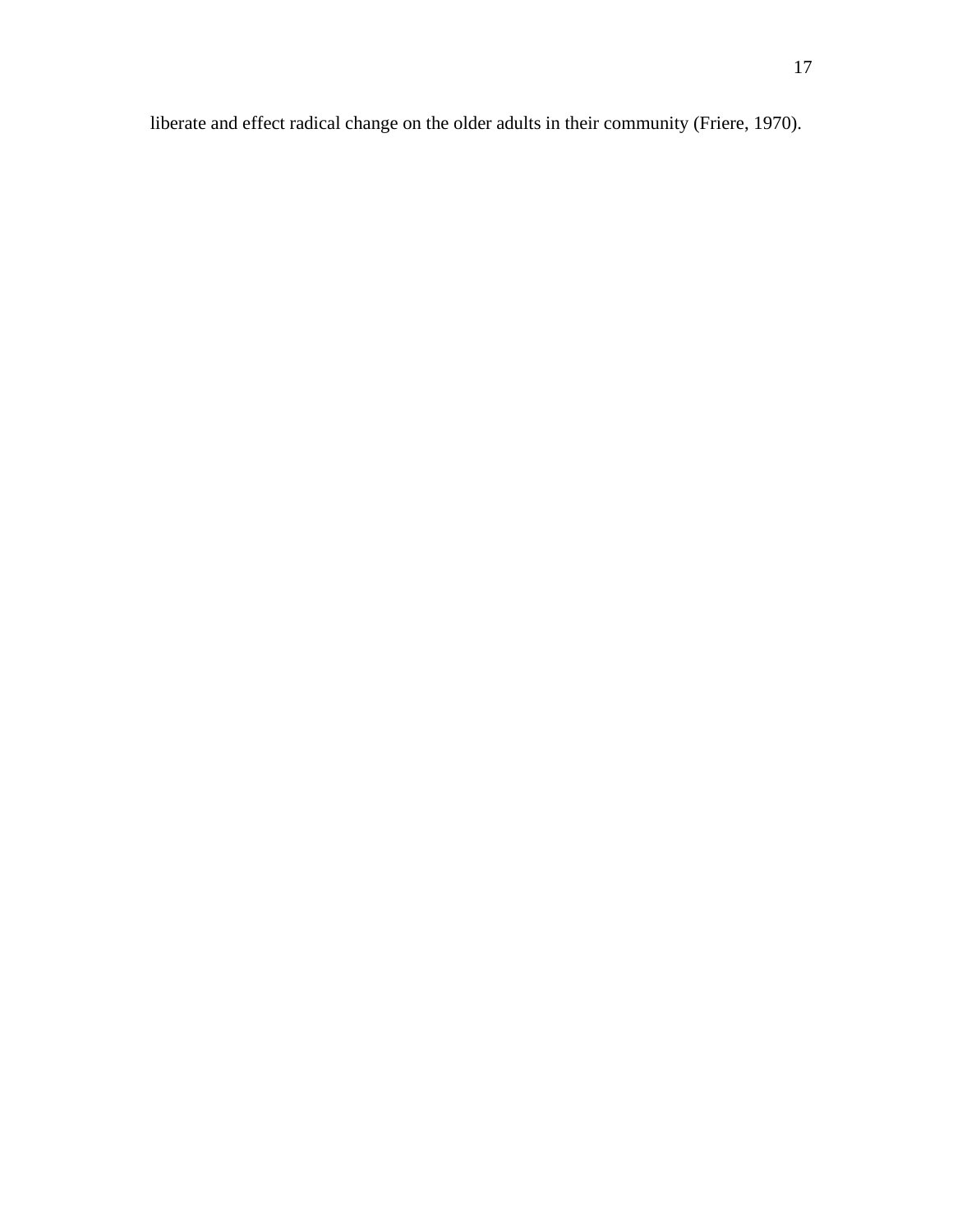liberate and effect radical change on the older adults in their community (Friere, 1970).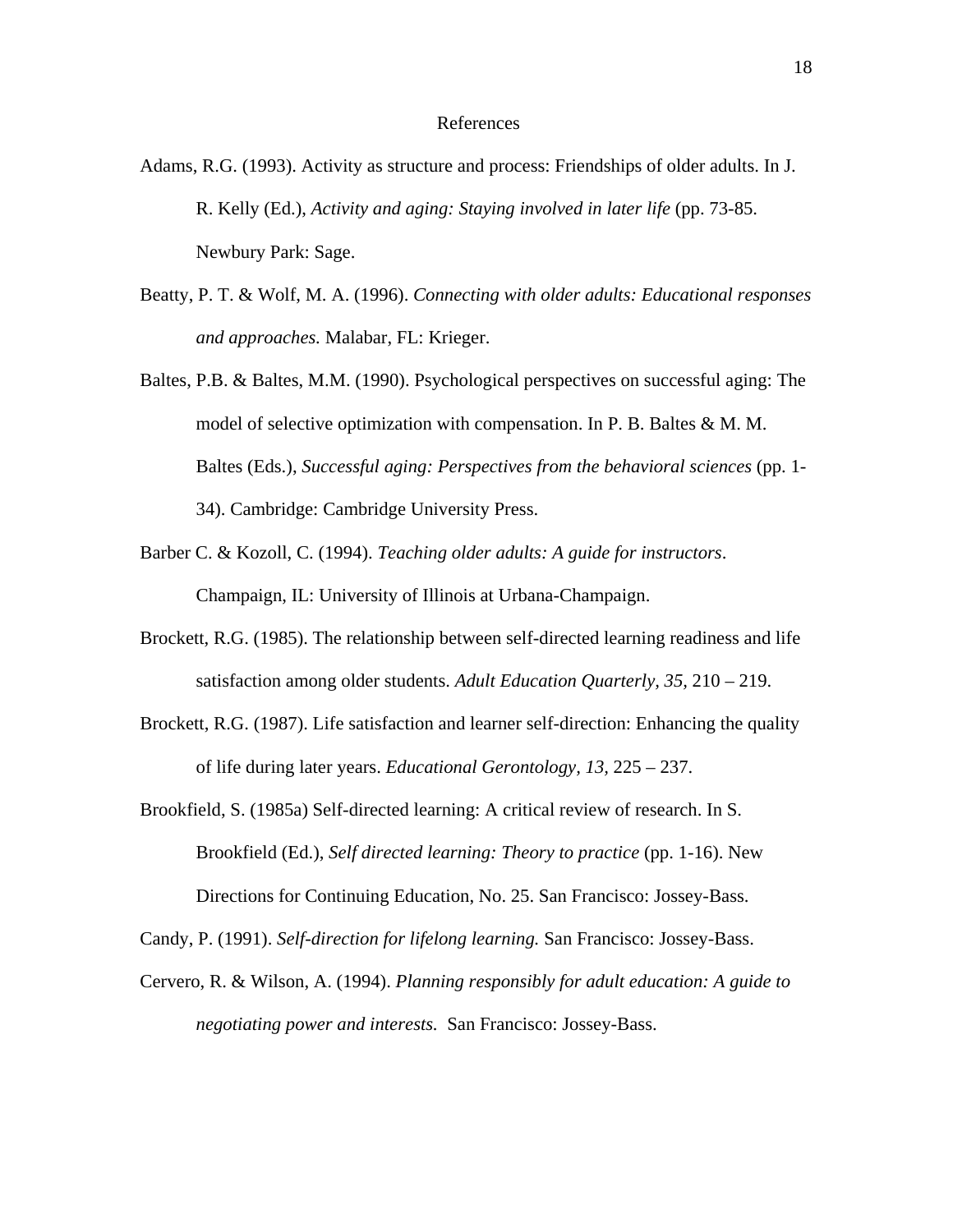# References

Adams, R.G. (1993). Activity as structure and process: Friendships of older adults. In J. R. Kelly (Ed.), *Activity and aging: Staying involved in later life* (pp. 73-85. Newbury Park: Sage.

Beatty, P. T. & Wolf, M. A. (1996). *Connecting with older adults: Educational responses and approaches.* Malabar, FL: Krieger.

Baltes, P.B. & Baltes, M.M. (1990). Psychological perspectives on successful aging: The model of selective optimization with compensation. In P. B. Baltes & M. M. Baltes (Eds.), *Successful aging: Perspectives from the behavioral sciences* (pp. 1-34). Cambridge: Cambridge University Press.

Barber C. & Kozoll, C. (1994). *Teaching older adults: A guide for instructors*. Champaign, IL: University of Illinois at Urbana-Champaign.

Brockett, R.G. (1985). The relationship between self-directed learning readiness and life satisfaction among older students. *Adult Education Quarterly, 35*, 210 – 219.

Brockett, R.G. (1987). Life satisfaction and learner self-direction: Enhancing the quality of life during later years. *Educational Gerontology, 13*, 225 – 237.

Brookfield, S. (1985a) Self-directed learning: A critical review of research. In S. Brookfield (Ed.), *Self directed learning: Theory to practice* (pp. 1-16). New Directions for Continuing Education, No. 25. San Francisco: Jossey-Bass.

Candy, P. (1991). *Self-direction for lifelong learning.* San Francisco: Jossey-Bass.

Cervero, R. & Wilson, A. (1994). *Planning responsibly for adult education: A guide to negotiating power and interests.* San Francisco: Jossey-Bass.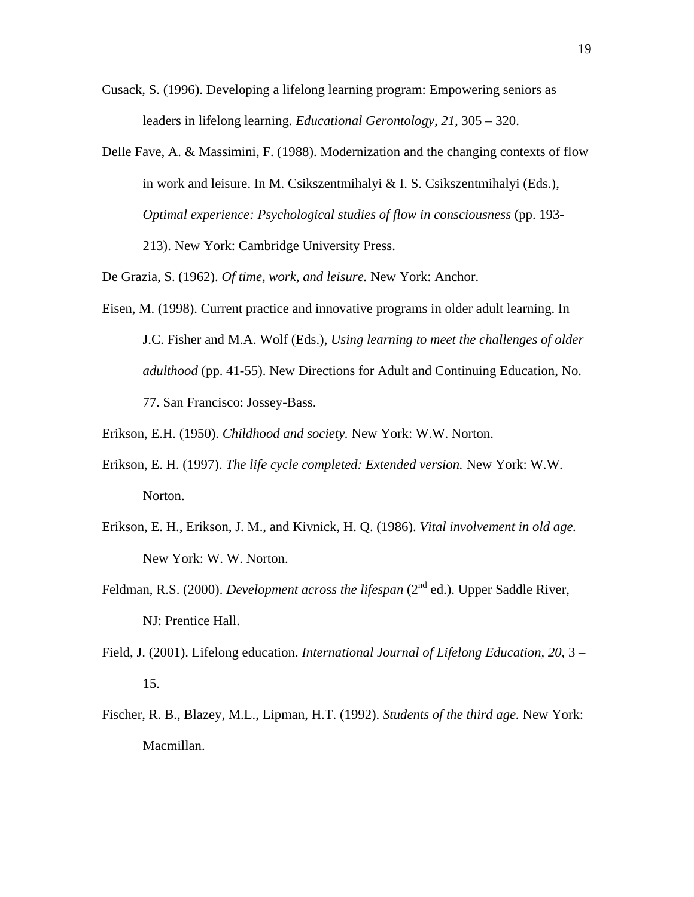Cusack, S. (1996). Developing a lifelong learning program: Empowering seniors as leaders in lifelong learning. *Educational Gerontology, 21,* 305 – 320.

Delle Fave, A. & Massimini, F. (1988). Modernization and the changing contexts of flow in work and leisure. In M. Csikszentmihalyi & I. S. Csikszentmihalyi (Eds.), *Optimal experience: Psychological studies of flow in consciousness* (pp. 193-213). New York: Cambridge University Press.

De Grazia, S. (1962). *Of time, work, and leisure.* New York: Anchor.

Eisen, M. (1998). Current practice and innovative programs in older adult learning. In J.C. Fisher and M.A. Wolf (Eds.), *Using learning to meet the challenges of older adulthood* (pp. 41-55). New Directions for Adult and Continuing Education, No. 77. San Francisco: Jossey-Bass.

Erikson, E.H. (1950). *Childhood and society.* New York: W.W. Norton.

Erikson, E. H. (1997). *The life cycle completed: Extended version.* New York: W.W. Norton.

Erikson, E. H., Erikson, J. M., and Kivnick, H. Q. (1986). *Vital involvement in old age.* New York: W. W. Norton.

Feldman, R.S. (2000). *Development across the lifespan* (2nd ed.). Upper Saddle River, NJ: Prentice Hall.

Field, J. (2001). Lifelong education. *International Journal of Lifelong Education, 20,* 3 – 15.

Fischer, R. B., Blazey, M.L., Lipman, H.T. (1992). *Students of the third age.* New York: Macmillan.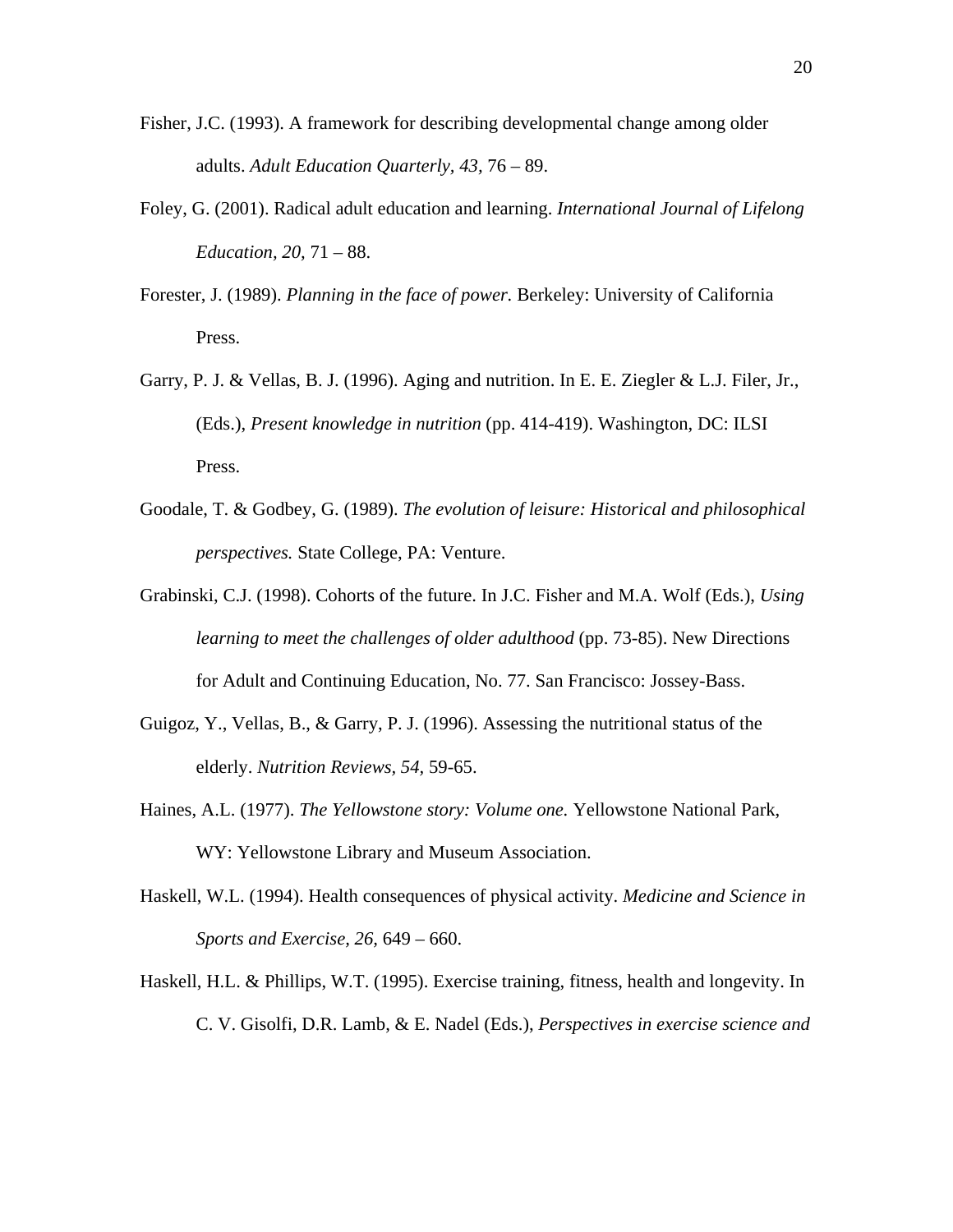Fisher, J.C. (1993). A framework for describing developmental change among older adults. *Adult Education Quarterly, 43,* 76 – 89.

Foley, G. (2001). Radical adult education and learning. *International Journal of Lifelong Education, 20,* 71 – 88.

Forester, J. (1989). *Planning in the face of power.* Berkeley: University of California Press.

Garry, P. J. & Vellas, B. J. (1996). Aging and nutrition. In E. E. Ziegler & L.J. Filer, Jr., (Eds.), *Present knowledge in nutrition* (pp. 414-419). Washington, DC: ILSI Press.

Goodale, T. & Godbey, G. (1989). *The evolution of leisure: Historical and philosophical perspectives.* State College, PA: Venture.

Grabinski, C.J. (1998). Cohorts of the future. In J.C. Fisher and M.A. Wolf (Eds.), *Using learning to meet the challenges of older adulthood* (pp. 73-85). New Directions for Adult and Continuing Education, No. 77. San Francisco: Jossey-Bass.

Guigoz, Y., Vellas, B., & Garry, P. J. (1996). Assessing the nutritional status of the elderly. *Nutrition Reviews, 54,* 59-65.

Haines, A.L. (1977). *The Yellowstone story: Volume one.* Yellowstone National Park, WY: Yellowstone Library and Museum Association.

Haskell, W.L. (1994). Health consequences of physical activity. *Medicine and Science in Sports and Exercise, 26,* 649 – 660.

Haskell, H.L. & Phillips, W.T. (1995). Exercise training, fitness, health and longevity. In C. V. Gisolfi, D.R. Lamb, & E. Nadel (Eds.), *Perspectives in exercise science and*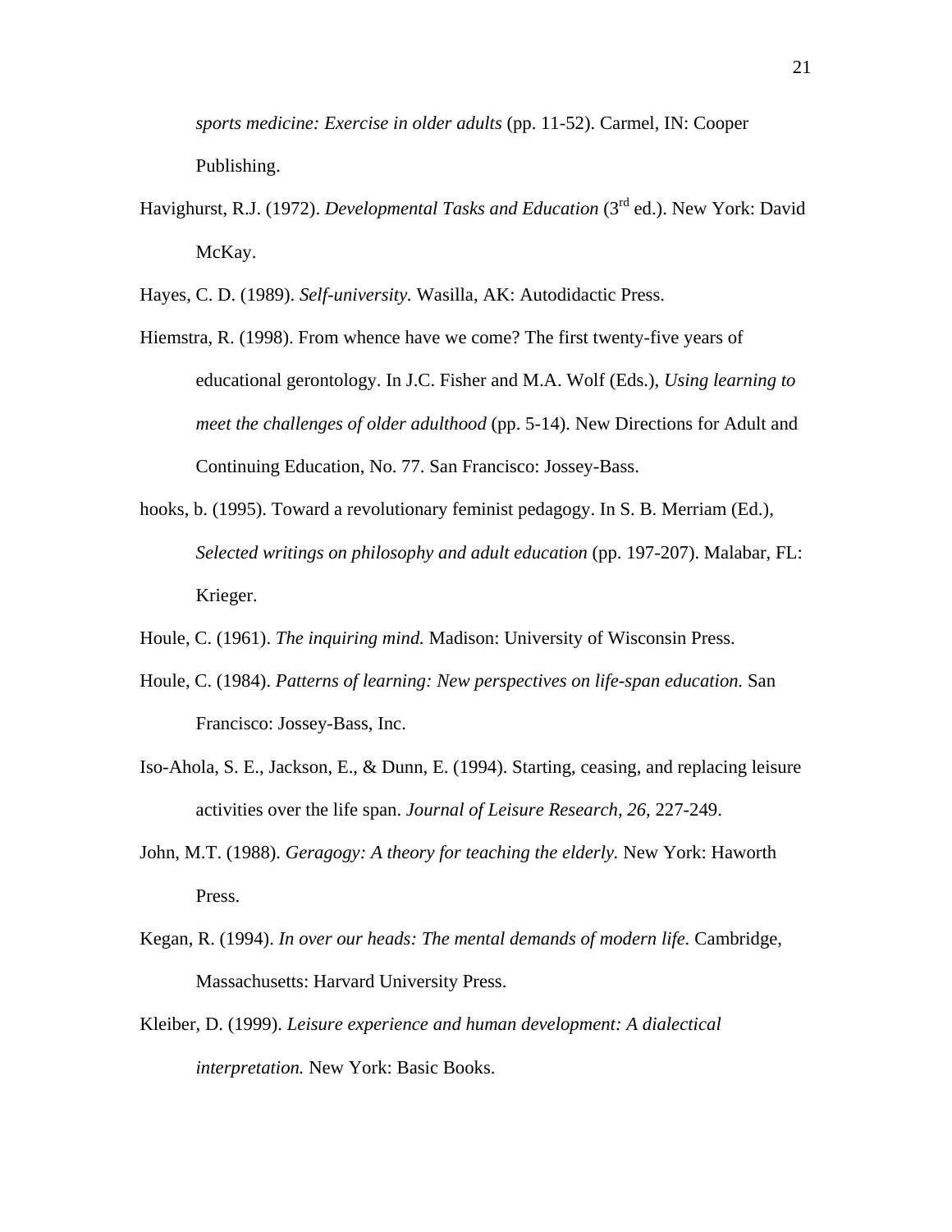*sports medicine: Exercise in older adults* (pp. 11-52). Carmel, IN: Cooper Publishing.

Havighurst, R.J. (1972). *Developmental Tasks and Education* (3rd ed.). New York: David McKay.

Hayes, C. D. (1989). *Self-university.* Wasilla, AK: Autodidactic Press.

Hiemstra, R. (1998). From whence have we come? The first twenty-five years of educational gerontology. In J.C. Fisher and M.A. Wolf (Eds.), *Using learning to meet the challenges of older adulthood* (pp. 5-14). New Directions for Adult and Continuing Education, No. 77. San Francisco: Jossey-Bass.

hooks, b. (1995). Toward a revolutionary feminist pedagogy. In S. B. Merriam (Ed.), *Selected writings on philosophy and adult education* (pp. 197-207). Malabar, FL: Krieger.

Houle, C. (1961). *The inquiring mind.* Madison: University of Wisconsin Press.

Houle, C. (1984). *Patterns of learning: New perspectives on life-span education.* San Francisco: Jossey-Bass, Inc.

Iso-Ahola, S. E., Jackson, E., & Dunn, E. (1994). Starting, ceasing, and replacing leisure activities over the life span. *Journal of Leisure Research, 26,* 227-249.

John, M.T. (1988). *Geragogy: A theory for teaching the elderly.* New York: Haworth Press.

Kegan, R. (1994). *In over our heads: The mental demands of modern life.* Cambridge, Massachusetts: Harvard University Press.

Kleiber, D. (1999). *Leisure experience and human development: A dialectical interpretation.* New York: Basic Books.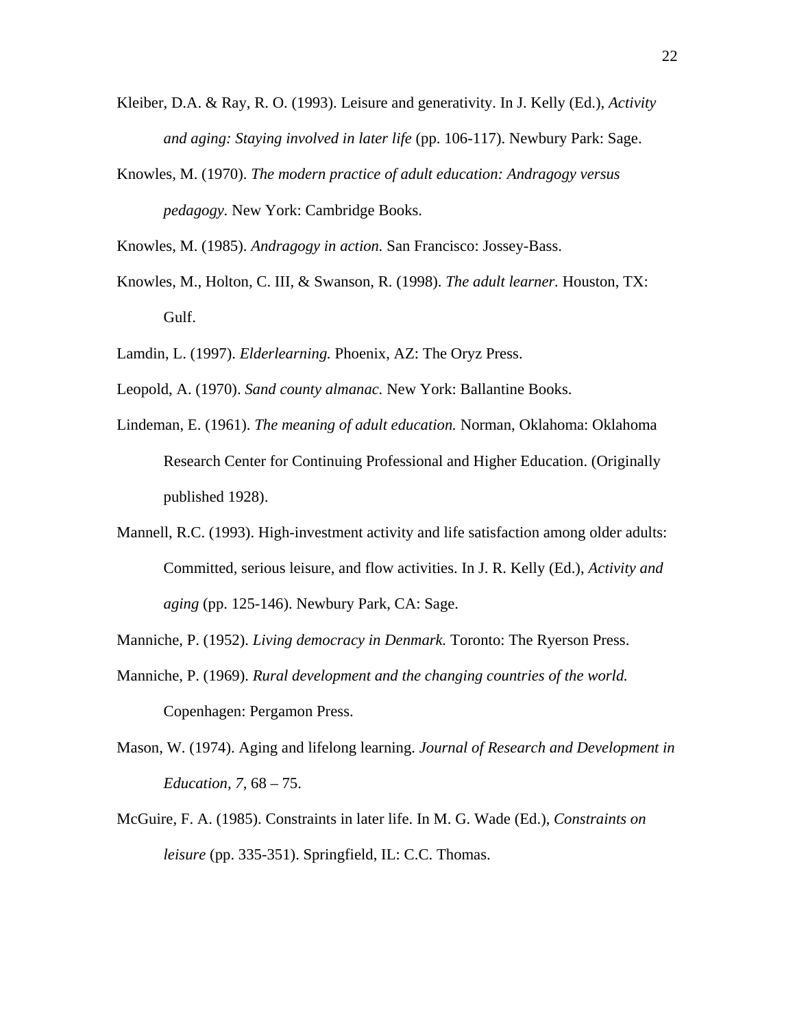Kleiber, D.A. & Ray, R. O. (1993). Leisure and generativity. In J. Kelly (Ed.), *Activity and aging: Staying involved in later life* (pp. 106-117). Newbury Park: Sage.

Knowles, M. (1970). *The modern practice of adult education: Andragogy versus pedagogy*. New York: Cambridge Books.

Knowles, M. (1985). *Andragogy in action.* San Francisco: Jossey-Bass.

Knowles, M., Holton, C. III, & Swanson, R. (1998). *The adult learner.* Houston, TX: Gulf.

Lamdin, L. (1997). *Elderlearning.* Phoenix, AZ: The Oryz Press.

Leopold, A. (1970). *Sand county almanac*. New York: Ballantine Books.

Lindeman, E. (1961). *The meaning of adult education.* Norman, Oklahoma: Oklahoma Research Center for Continuing Professional and Higher Education. (Originally published 1928).

Mannell, R.C. (1993). High-investment activity and life satisfaction among older adults: Committed, serious leisure, and flow activities. In J. R. Kelly (Ed.), *Activity and aging* (pp. 125-146). Newbury Park, CA: Sage.

Manniche, P. (1952). *Living democracy in Denmark.* Toronto: The Ryerson Press.

Manniche, P. (1969). *Rural development and the changing countries of the world.* Copenhagen: Pergamon Press.

Mason, W. (1974). Aging and lifelong learning. *Journal of Research and Development in Education, 7,* 68 – 75.

McGuire, F. A. (1985). Constraints in later life. In M. G. Wade (Ed.), *Constraints on leisure* (pp. 335-351). Springfield, IL: C.C. Thomas.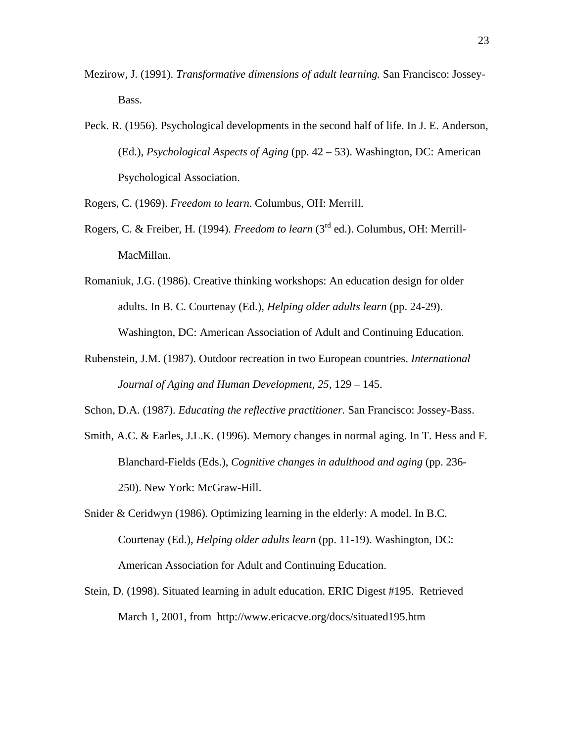Mezirow, J. (1991). *Transformative dimensions of adult learning.* San Francisco: Jossey-Bass.

Peck. R. (1956). Psychological developments in the second half of life. In J. E. Anderson, (Ed.), *Psychological Aspects of Aging* (pp. 42 – 53). Washington, DC: American Psychological Association.

Rogers, C. (1969). *Freedom to learn*. Columbus, OH: Merrill.

Rogers, C. & Freiber, H. (1994). *Freedom to learn* (3rd ed.). Columbus, OH: Merrill-MacMillan.

Romaniuk, J.G. (1986). Creative thinking workshops: An education design for older adults. In B. C. Courtenay (Ed.), *Helping older adults learn* (pp. 24-29). Washington, DC: American Association of Adult and Continuing Education.

Rubenstein, J.M. (1987). Outdoor recreation in two European countries. *International Journal of Aging and Human Development, 25,* 129 – 145.

Schon, D.A. (1987). *Educating the reflective practitioner.* San Francisco: Jossey-Bass.

Smith, A.C. & Earles, J.L.K. (1996). Memory changes in normal aging. In T. Hess and F. Blanchard-Fields (Eds.), *Cognitive changes in adulthood and aging* (pp. 236-250). New York: McGraw-Hill.

Snider & Ceridwyn (1986). Optimizing learning in the elderly: A model. In B.C. Courtenay (Ed.), *Helping older adults learn* (pp. 11-19). Washington, DC: American Association for Adult and Continuing Education.

Stein, D. (1998). Situated learning in adult education. ERIC Digest #195. Retrieved March 1, 2001, from http://www.ericacve.org/docs/situated195.htm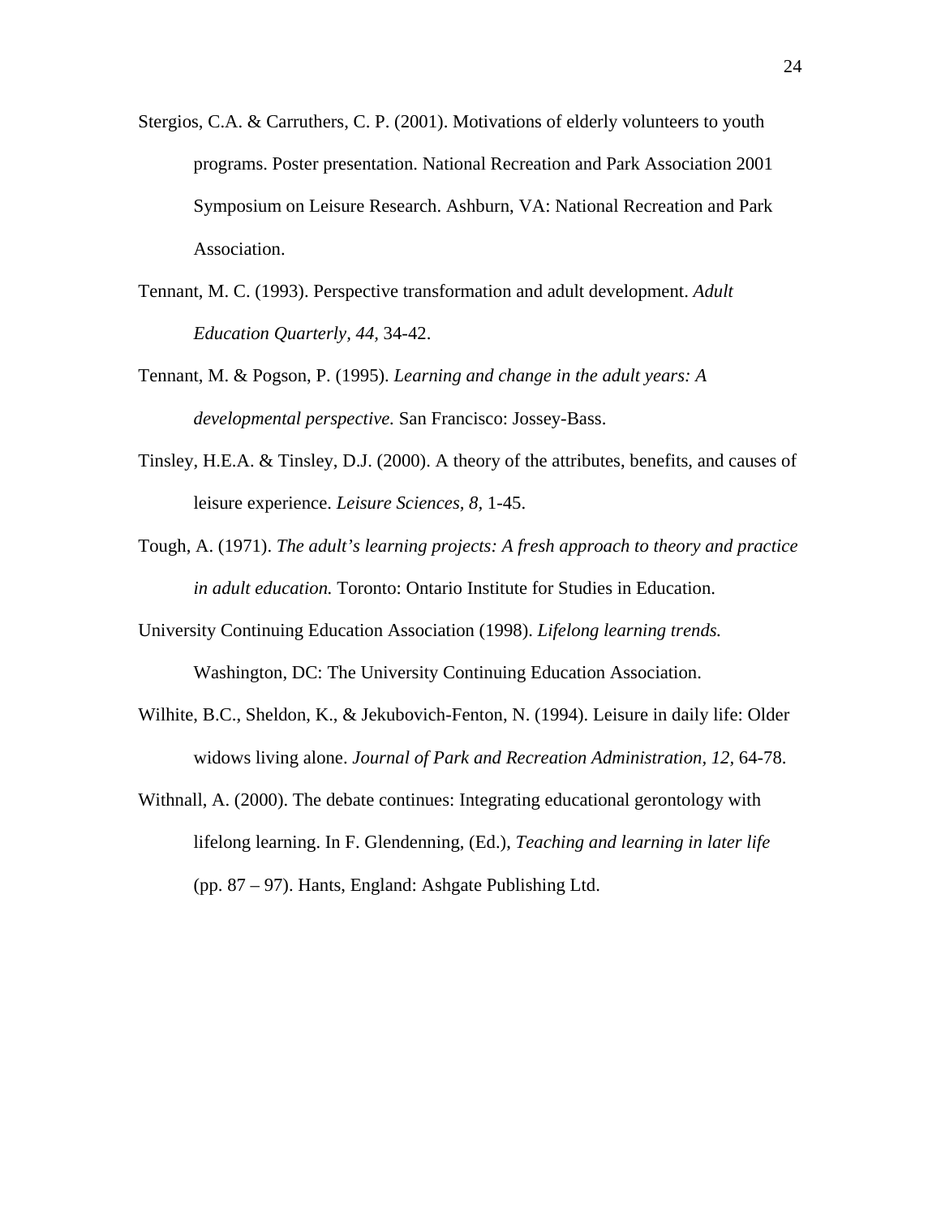Stergios, C.A. & Carruthers, C. P. (2001). Motivations of elderly volunteers to youth programs. Poster presentation. National Recreation and Park Association 2001 Symposium on Leisure Research. Ashburn, VA: National Recreation and Park Association.

Tennant, M. C. (1993). Perspective transformation and adult development. *Adult Education Quarterly, 44*, 34-42.

Tennant, M. & Pogson, P. (1995). *Learning and change in the adult years: A developmental perspective.* San Francisco: Jossey-Bass.

Tinsley, H.E.A. & Tinsley, D.J. (2000). A theory of the attributes, benefits, and causes of leisure experience. *Leisure Sciences, 8,* 1-45.

Tough, A. (1971). *The adult's learning projects: A fresh approach to theory and practice in adult education.* Toronto: Ontario Institute for Studies in Education.

University Continuing Education Association (1998). *Lifelong learning trends.* Washington, DC: The University Continuing Education Association.

Wilhite, B.C., Sheldon, K., & Jekubovich-Fenton, N. (1994). Leisure in daily life: Older widows living alone. *Journal of Park and Recreation Administration, 12,* 64-78.

Withnall, A. (2000). The debate continues: Integrating educational gerontology with lifelong learning. In F. Glendenning, (Ed.), *Teaching and learning in later life* (pp. 87 – 97). Hants, England: Ashgate Publishing Ltd.